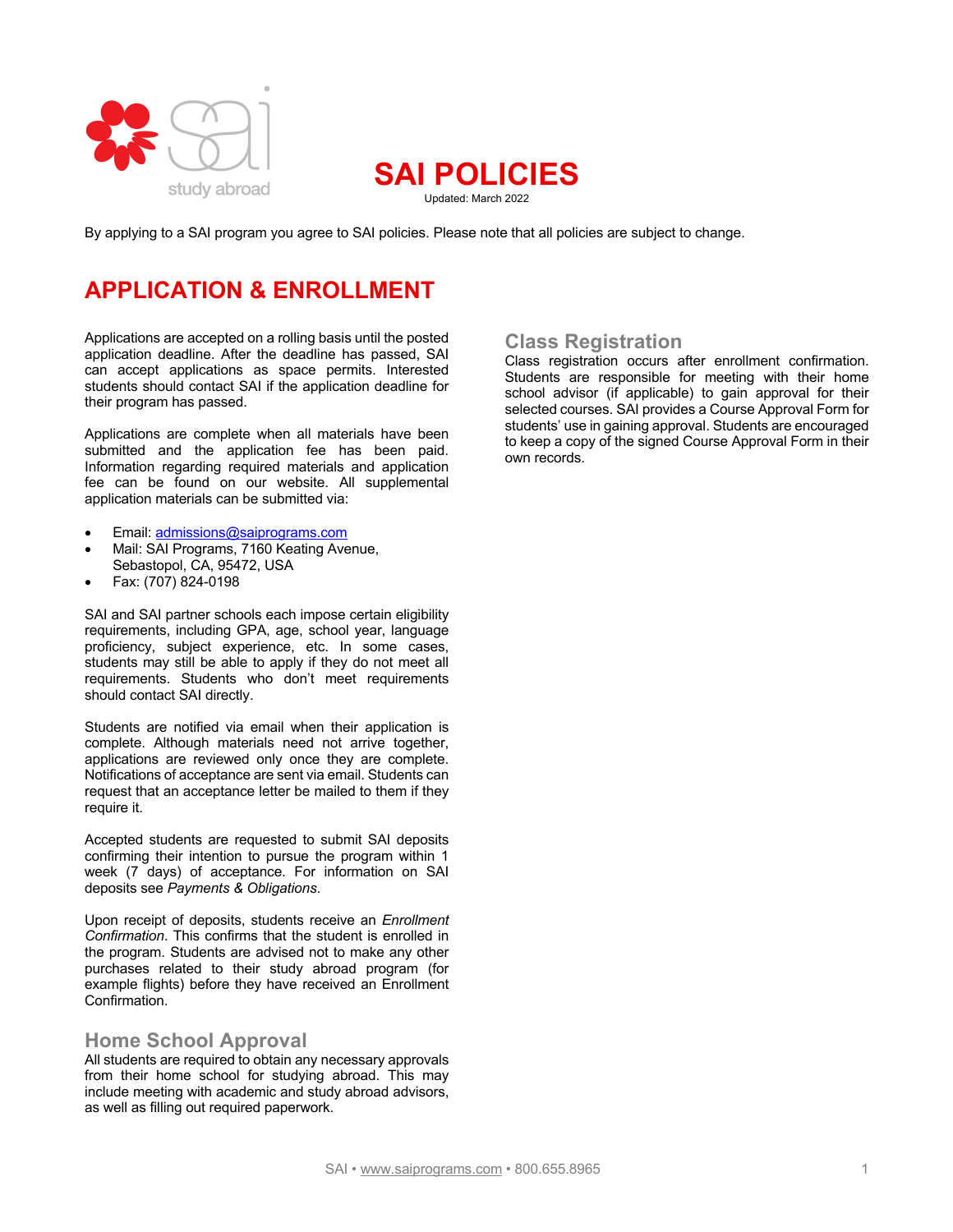# SAI POLICIES

Updated: March 2022

By applying to a SAI program you agree to SAI policies. Please note that all policies are subject to change.

## APPLICATION & ENROLLMENT

Applications are accepted on a rolling basis until the posted application deadline. After the deadline has passed, SAI can accept applications as space permits. Interested students should contact SAI if the application deadline for their program has passed.

Applications are complete when all materials have been submitted and the application fee has been paid. Information regarding required materials and application fee can be found on our website. All supplemental application materials can be submitted via:

- Email: admissions@saiprograms.com
- Mail: SAI Programs, 7160 Keating Avenue, Sebastopol, CA, 95472, USA
- Fax: (707) 824-0198

SAI and SAI partner schools each impose certain eligibility requirements, including GPA, age, school year, language proficiency, subject experience, etc. In some cases, students may still be able to apply if they do not meet all requirements. Students who don't meet requirements should contact SAI directly.

Students are notified via email when their application is complete. Although materials need not arrive together, applications are reviewed only once they are complete. Notifications of acceptance are sent via email. Students can request that an acceptance letter be mailed to them if they require it.

Accepted students are requested to submit SAI deposits confirming their intention to pursue the program within 1 week (7 days) of acceptance. For information on SAI deposits see *Payments & Obligations*.

Upon receipt of deposits, students receive an *Enrollment Confirmation*. This confirms that the student is enrolled in the program. Students are advised not to make any other purchases related to their study abroad program (for example flights) before they have received an Enrollment Confirmation.

### Home School Approval

All students are required to obtain any necessary approvals from their home school for studying abroad. This may include meeting with academic and study abroad advisors, as well as filling out required paperwork.

### Class Registration

Class registration occurs after enrollment confirmation. Students are responsible for meeting with their home school advisor (if applicable) to gain approval for their selected courses. SAI provides a Course Approval Form for students' use in gaining approval. Students are encouraged to keep a copy of the signed Course Approval Form in their own records.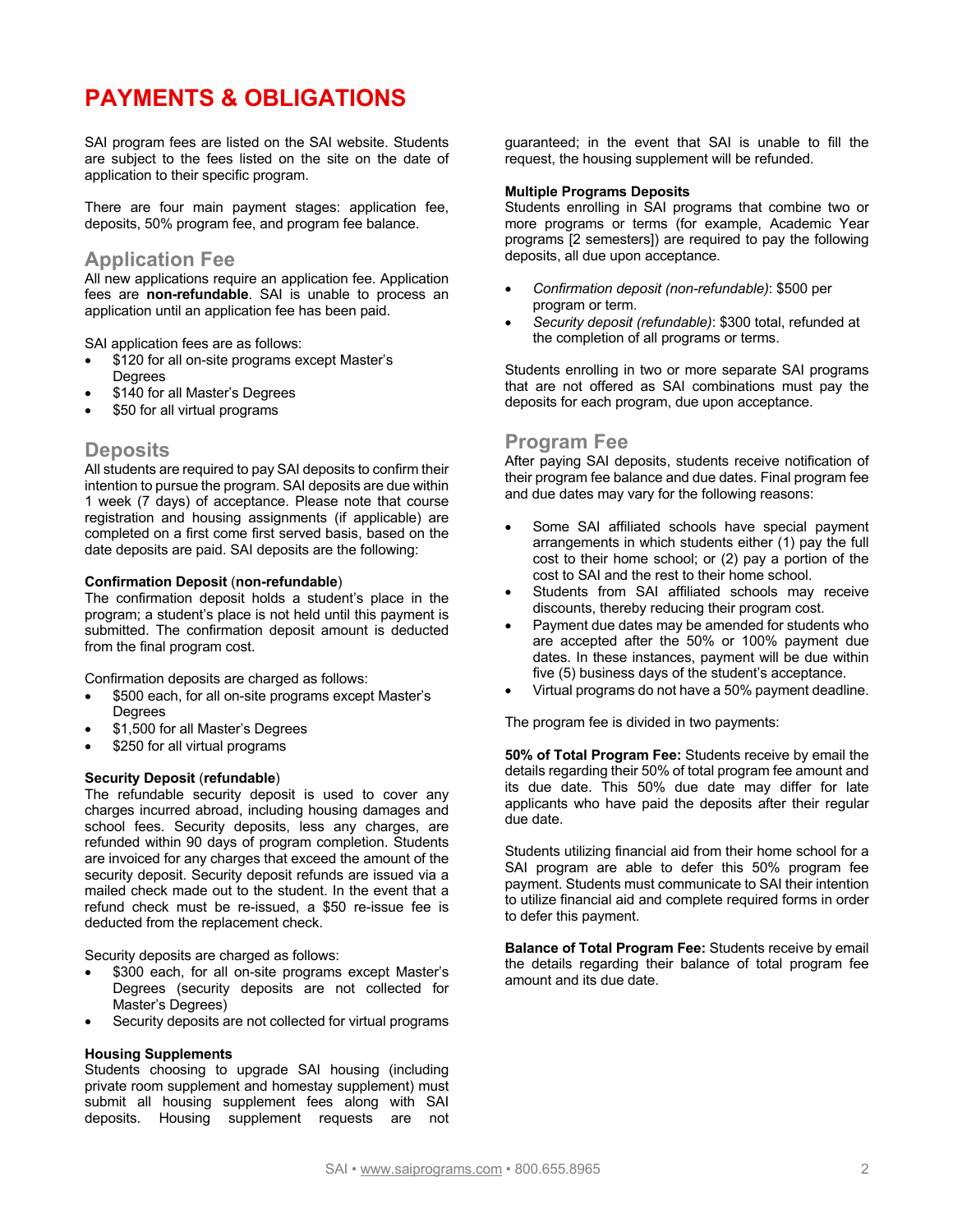# PAYMENTS & OBLIGATIONS

SAI program fees are listed on the SAI website. Students are subject to the fees listed on the site on the date of application to their specific program.

There are four main payment stages: application fee, deposits, 50% program fee, and program fee balance.

## Application Fee

All new applications require an application fee. Application fees are **non-refundable**. SAI is unable to process an application until an application fee has been paid.

SAI application fees are as follows:

- $120 for all on-site programs except Master's Degrees
- $140 for all Master's Degrees
- $50 for all virtual programs

## Deposits

All students are required to pay SAI deposits to confirm their intention to pursue the program. SAI deposits are due within 1 week (7 days) of acceptance. Please note that course registration and housing assignments (if applicable) are completed on a first come first served basis, based on the date deposits are paid. SAI deposits are the following:

**Confirmation Deposit** (**non-refundable**)
The confirmation deposit holds a student's place in the program; a student's place is not held until this payment is submitted. The confirmation deposit amount is deducted from the final program cost.

Confirmation deposits are charged as follows:

- $500 each, for all on-site programs except Master's Degrees
- $1,500 for all Master's Degrees
- $250 for all virtual programs

**Security Deposit** (**refundable**)
The refundable security deposit is used to cover any charges incurred abroad, including housing damages and school fees. Security deposits, less any charges, are refunded within 90 days of program completion. Students are invoiced for any charges that exceed the amount of the security deposit. Security deposit refunds are issued via a mailed check made out to the student. In the event that a refund check must be re-issued, a $50 re-issue fee is deducted from the replacement check.

Security deposits are charged as follows:

- $300 each, for all on-site programs except Master's Degrees (security deposits are not collected for Master's Degrees)
- Security deposits are not collected for virtual programs

**Housing Supplements**
Students choosing to upgrade SAI housing (including private room supplement and homestay supplement) must submit all housing supplement fees along with SAI deposits. Housing supplement requests are not guaranteed; in the event that SAI is unable to fill the request, the housing supplement will be refunded.

**Multiple Programs Deposits**
Students enrolling in SAI programs that combine two or more programs or terms (for example, Academic Year programs [2 semesters]) are required to pay the following deposits, all due upon acceptance.

- *Confirmation deposit (non-refundable)*: $500 per program or term.
- *Security deposit (refundable)*: $300 total, refunded at the completion of all programs or terms.

Students enrolling in two or more separate SAI programs that are not offered as SAI combinations must pay the deposits for each program, due upon acceptance.

## Program Fee

After paying SAI deposits, students receive notification of their program fee balance and due dates. Final program fee and due dates may vary for the following reasons:

- Some SAI affiliated schools have special payment arrangements in which students either (1) pay the full cost to their home school; or (2) pay a portion of the cost to SAI and the rest to their home school.
- Students from SAI affiliated schools may receive discounts, thereby reducing their program cost.
- Payment due dates may be amended for students who are accepted after the 50% or 100% payment due dates. In these instances, payment will be due within five (5) business days of the student's acceptance.
- Virtual programs do not have a 50% payment deadline.

The program fee is divided in two payments:

**50% of Total Program Fee:** Students receive by email the details regarding their 50% of total program fee amount and its due date. This 50% due date may differ for late applicants who have paid the deposits after their regular due date.

Students utilizing financial aid from their home school for a SAI program are able to defer this 50% program fee payment. Students must communicate to SAI their intention to utilize financial aid and complete required forms in order to defer this payment.

**Balance of Total Program Fee:** Students receive by email the details regarding their balance of total program fee amount and its due date.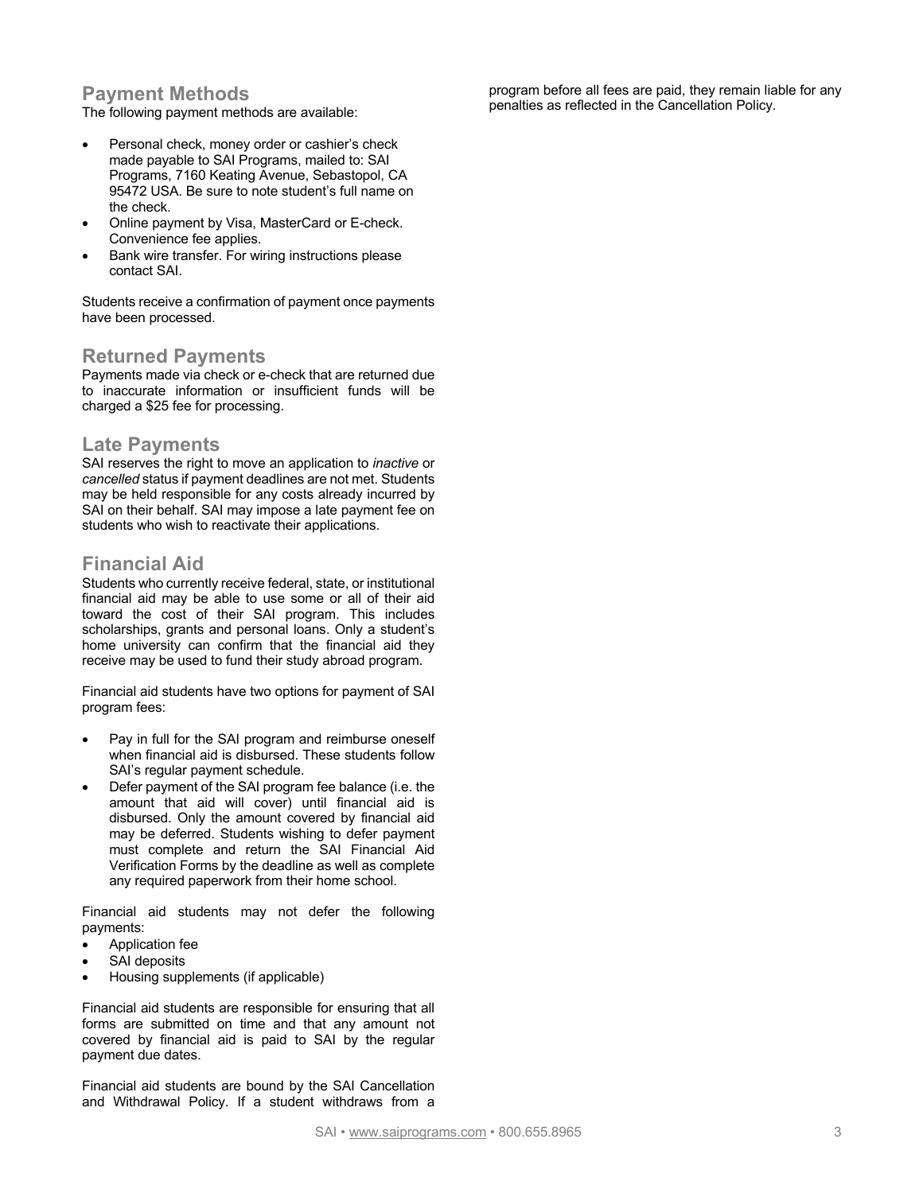## Payment Methods

The following payment methods are available:

- Personal check, money order or cashier's check made payable to SAI Programs, mailed to: SAI Programs, 7160 Keating Avenue, Sebastopol, CA 95472 USA. Be sure to note student's full name on the check.
- Online payment by Visa, MasterCard or E-check. Convenience fee applies.
- Bank wire transfer. For wiring instructions please contact SAI.

Students receive a confirmation of payment once payments have been processed.

## Returned Payments

Payments made via check or e-check that are returned due to inaccurate information or insufficient funds will be charged a $25 fee for processing.

## Late Payments

SAI reserves the right to move an application to *inactive* or *cancelled* status if payment deadlines are not met. Students may be held responsible for any costs already incurred by SAI on their behalf. SAI may impose a late payment fee on students who wish to reactivate their applications.

## Financial Aid

Students who currently receive federal, state, or institutional financial aid may be able to use some or all of their aid toward the cost of their SAI program. This includes scholarships, grants and personal loans. Only a student's home university can confirm that the financial aid they receive may be used to fund their study abroad program.

Financial aid students have two options for payment of SAI program fees:

- Pay in full for the SAI program and reimburse oneself when financial aid is disbursed. These students follow SAI's regular payment schedule.
- Defer payment of the SAI program fee balance (i.e. the amount that aid will cover) until financial aid is disbursed. Only the amount covered by financial aid may be deferred. Students wishing to defer payment must complete and return the SAI Financial Aid Verification Forms by the deadline as well as complete any required paperwork from their home school.

Financial aid students may not defer the following payments:

- Application fee
- SAI deposits
- Housing supplements (if applicable)

Financial aid students are responsible for ensuring that all forms are submitted on time and that any amount not covered by financial aid is paid to SAI by the regular payment due dates.

Financial aid students are bound by the SAI Cancellation and Withdrawal Policy. If a student withdraws from a program before all fees are paid, they remain liable for any penalties as reflected in the Cancellation Policy.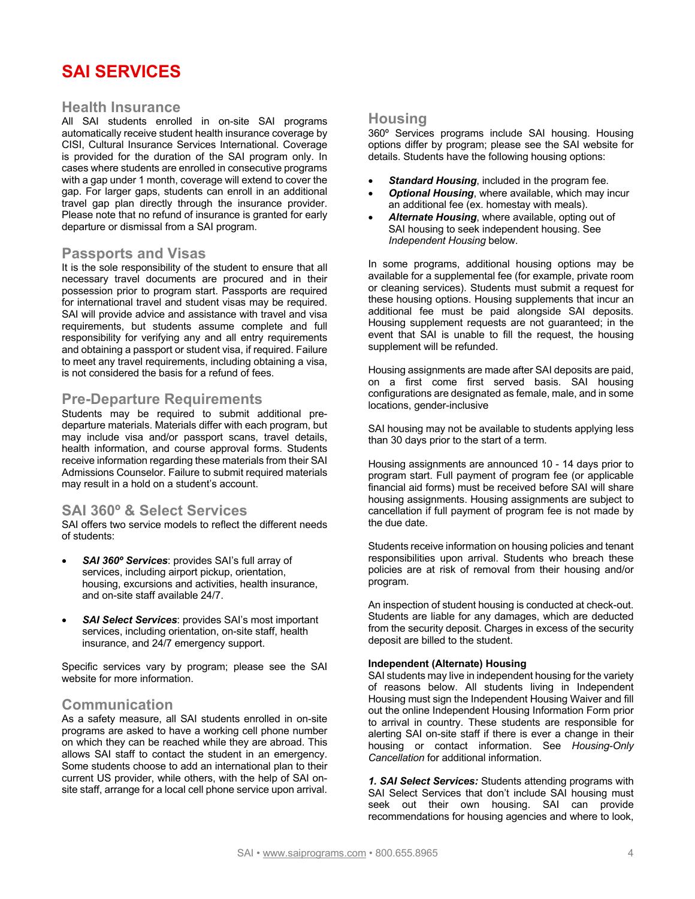# SAI SERVICES

## Health Insurance

All SAI students enrolled in on-site SAI programs automatically receive student health insurance coverage by CISI, Cultural Insurance Services International. Coverage is provided for the duration of the SAI program only. In cases where students are enrolled in consecutive programs with a gap under 1 month, coverage will extend to cover the gap. For larger gaps, students can enroll in an additional travel gap plan directly through the insurance provider. Please note that no refund of insurance is granted for early departure or dismissal from a SAI program.

## Passports and Visas

It is the sole responsibility of the student to ensure that all necessary travel documents are procured and in their possession prior to program start. Passports are required for international travel and student visas may be required. SAI will provide advice and assistance with travel and visa requirements, but students assume complete and full responsibility for verifying any and all entry requirements and obtaining a passport or student visa, if required. Failure to meet any travel requirements, including obtaining a visa, is not considered the basis for a refund of fees.

## Pre-Departure Requirements

Students may be required to submit additional pre-departure materials. Materials differ with each program, but may include visa and/or passport scans, travel details, health information, and course approval forms. Students receive information regarding these materials from their SAI Admissions Counselor. Failure to submit required materials may result in a hold on a student's account.

## SAI 360º & Select Services

SAI offers two service models to reflect the different needs of students:

- ***SAI 360º Services***: provides SAI's full array of services, including airport pickup, orientation, housing, excursions and activities, health insurance, and on-site staff available 24/7.
- ***SAI Select Services***: provides SAI's most important services, including orientation, on-site staff, health insurance, and 24/7 emergency support.

Specific services vary by program; please see the SAI website for more information.

## Communication

As a safety measure, all SAI students enrolled in on-site programs are asked to have a working cell phone number on which they can be reached while they are abroad. This allows SAI staff to contact the student in an emergency. Some students choose to add an international plan to their current US provider, while others, with the help of SAI on-site staff, arrange for a local cell phone service upon arrival.

## Housing

360º Services programs include SAI housing. Housing options differ by program; please see the SAI website for details. Students have the following housing options:

- ***Standard Housing***, included in the program fee.
- ***Optional Housing***, where available, which may incur an additional fee (ex. homestay with meals).
- ***Alternate Housing***, where available, opting out of SAI housing to seek independent housing. See *Independent Housing* below.

In some programs, additional housing options may be available for a supplemental fee (for example, private room or cleaning services). Students must submit a request for these housing options. Housing supplements that incur an additional fee must be paid alongside SAI deposits. Housing supplement requests are not guaranteed; in the event that SAI is unable to fill the request, the housing supplement will be refunded.

Housing assignments are made after SAI deposits are paid, on a first come first served basis. SAI housing configurations are designated as female, male, and in some locations, gender-inclusive

SAI housing may not be available to students applying less than 30 days prior to the start of a term.

Housing assignments are announced 10 - 14 days prior to program start. Full payment of program fee (or applicable financial aid forms) must be received before SAI will share housing assignments. Housing assignments are subject to cancellation if full payment of program fee is not made by the due date.

Students receive information on housing policies and tenant responsibilities upon arrival. Students who breach these policies are at risk of removal from their housing and/or program.

An inspection of student housing is conducted at check-out. Students are liable for any damages, which are deducted from the security deposit. Charges in excess of the security deposit are billed to the student.

**Independent (Alternate) Housing**

SAI students may live in independent housing for the variety of reasons below. All students living in Independent Housing must sign the Independent Housing Waiver and fill out the online Independent Housing Information Form prior to arrival in country. These students are responsible for alerting SAI on-site staff if there is ever a change in their housing or contact information. See *Housing-Only Cancellation* for additional information.

***1. SAI Select Services:*** Students attending programs with SAI Select Services that don't include SAI housing must seek out their own housing. SAI can provide recommendations for housing agencies and where to look,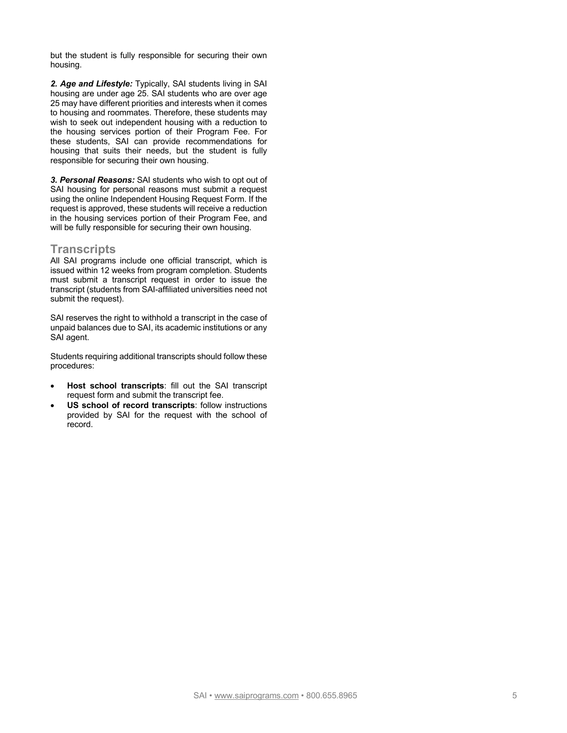but the student is fully responsible for securing their own housing.

***2. Age and Lifestyle:*** Typically, SAI students living in SAI housing are under age 25. SAI students who are over age 25 may have different priorities and interests when it comes to housing and roommates. Therefore, these students may wish to seek out independent housing with a reduction to the housing services portion of their Program Fee. For these students, SAI can provide recommendations for housing that suits their needs, but the student is fully responsible for securing their own housing.

***3. Personal Reasons:*** SAI students who wish to opt out of SAI housing for personal reasons must submit a request using the online Independent Housing Request Form. If the request is approved, these students will receive a reduction in the housing services portion of their Program Fee, and will be fully responsible for securing their own housing.

## Transcripts

All SAI programs include one official transcript, which is issued within 12 weeks from program completion. Students must submit a transcript request in order to issue the transcript (students from SAI-affiliated universities need not submit the request).

SAI reserves the right to withhold a transcript in the case of unpaid balances due to SAI, its academic institutions or any SAI agent.

Students requiring additional transcripts should follow these procedures:

- **Host school transcripts**: fill out the SAI transcript request form and submit the transcript fee.
- **US school of record transcripts**: follow instructions provided by SAI for the request with the school of record.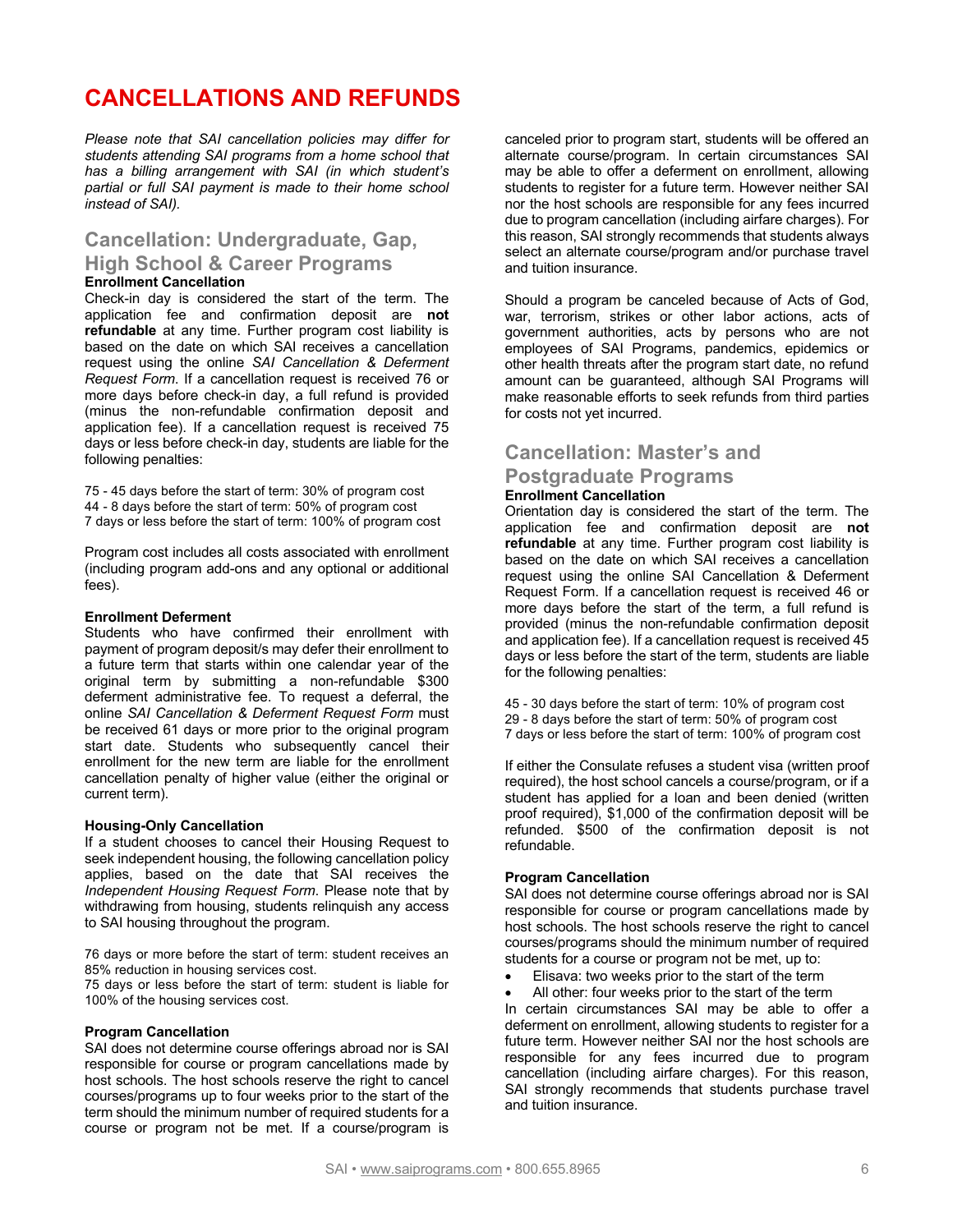# CANCELLATIONS AND REFUNDS

*Please note that SAI cancellation policies may differ for students attending SAI programs from a home school that has a billing arrangement with SAI (in which student's partial or full SAI payment is made to their home school instead of SAI).*

## Cancellation: Undergraduate, Gap, High School & Career Programs

### Enrollment Cancellation

Check-in day is considered the start of the term. The application fee and confirmation deposit are **not refundable** at any time. Further program cost liability is based on the date on which SAI receives a cancellation request using the online *SAI Cancellation & Deferment Request Form*. If a cancellation request is received 76 or more days before check-in day, a full refund is provided (minus the non-refundable confirmation deposit and application fee). If a cancellation request is received 75 days or less before check-in day, students are liable for the following penalties:

75 - 45 days before the start of term: 30% of program cost
44 - 8 days before the start of term: 50% of program cost
7 days or less before the start of term: 100% of program cost

Program cost includes all costs associated with enrollment (including program add-ons and any optional or additional fees).

### Enrollment Deferment

Students who have confirmed their enrollment with payment of program deposit/s may defer their enrollment to a future term that starts within one calendar year of the original term by submitting a non-refundable $300 deferment administrative fee. To request a deferral, the online *SAI Cancellation & Deferment Request Form* must be received 61 days or more prior to the original program start date. Students who subsequently cancel their enrollment for the new term are liable for the enrollment cancellation penalty of higher value (either the original or current term).

### Housing-Only Cancellation

If a student chooses to cancel their Housing Request to seek independent housing, the following cancellation policy applies, based on the date that SAI receives the *Independent Housing Request Form*. Please note that by withdrawing from housing, students relinquish any access to SAI housing throughout the program.

76 days or more before the start of term: student receives an 85% reduction in housing services cost.
75 days or less before the start of term: student is liable for 100% of the housing services cost.

### Program Cancellation

SAI does not determine course offerings abroad nor is SAI responsible for course or program cancellations made by host schools. The host schools reserve the right to cancel courses/programs up to four weeks prior to the start of the term should the minimum number of required students for a course or program not be met. If a course/program is canceled prior to program start, students will be offered an alternate course/program. In certain circumstances SAI may be able to offer a deferment on enrollment, allowing students to register for a future term. However neither SAI nor the host schools are responsible for any fees incurred due to program cancellation (including airfare charges). For this reason, SAI strongly recommends that students always select an alternate course/program and/or purchase travel and tuition insurance.

Should a program be canceled because of Acts of God, war, terrorism, strikes or other labor actions, acts of government authorities, acts by persons who are not employees of SAI Programs, pandemics, epidemics or other health threats after the program start date, no refund amount can be guaranteed, although SAI Programs will make reasonable efforts to seek refunds from third parties for costs not yet incurred.

## Cancellation: Master's and Postgraduate Programs

### Enrollment Cancellation

Orientation day is considered the start of the term. The application fee and confirmation deposit are **not refundable** at any time. Further program cost liability is based on the date on which SAI receives a cancellation request using the online SAI Cancellation & Deferment Request Form. If a cancellation request is received 46 or more days before the start of the term, a full refund is provided (minus the non-refundable confirmation deposit and application fee). If a cancellation request is received 45 days or less before the start of the term, students are liable for the following penalties:

45 - 30 days before the start of term: 10% of program cost
29 - 8 days before the start of term: 50% of program cost
7 days or less before the start of term: 100% of program cost

If either the Consulate refuses a student visa (written proof required), the host school cancels a course/program, or if a student has applied for a loan and been denied (written proof required), $1,000 of the confirmation deposit will be refunded. $500 of the confirmation deposit is not refundable.

### Program Cancellation

SAI does not determine course offerings abroad nor is SAI responsible for course or program cancellations made by host schools. The host schools reserve the right to cancel courses/programs should the minimum number of required students for a course or program not be met, up to:

- Elisava: two weeks prior to the start of the term
- All other: four weeks prior to the start of the term

In certain circumstances SAI may be able to offer a deferment on enrollment, allowing students to register for a future term. However neither SAI nor the host schools are responsible for any fees incurred due to program cancellation (including airfare charges). For this reason, SAI strongly recommends that students purchase travel and tuition insurance.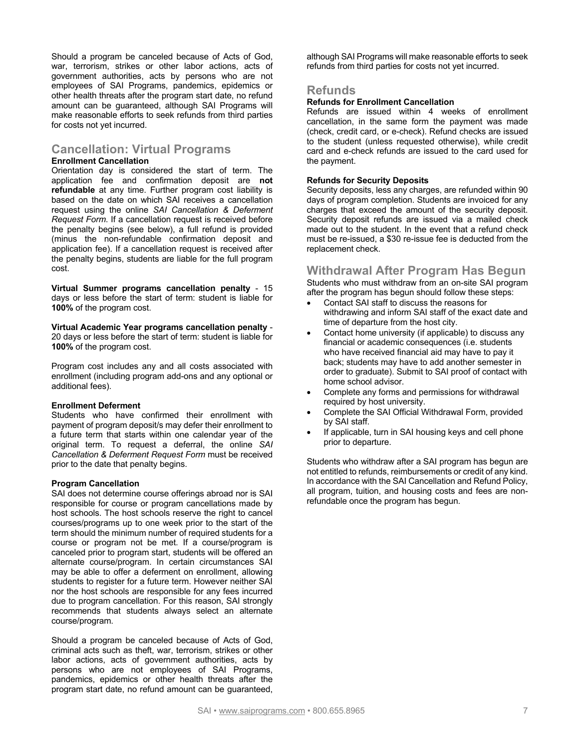Should a program be canceled because of Acts of God, war, terrorism, strikes or other labor actions, acts of government authorities, acts by persons who are not employees of SAI Programs, pandemics, epidemics or other health threats after the program start date, no refund amount can be guaranteed, although SAI Programs will make reasonable efforts to seek refunds from third parties for costs not yet incurred.

## Cancellation: Virtual Programs

**Enrollment Cancellation**

Orientation day is considered the start of term. The application fee and confirmation deposit are **not refundable** at any time. Further program cost liability is based on the date on which SAI receives a cancellation request using the online *SAI Cancellation & Deferment Request Form*. If a cancellation request is received before the penalty begins (see below), a full refund is provided (minus the non-refundable confirmation deposit and application fee). If a cancellation request is received after the penalty begins, students are liable for the full program cost.

**Virtual Summer programs cancellation penalty** - 15 days or less before the start of term: student is liable for **100%** of the program cost.

**Virtual Academic Year programs cancellation penalty** - 20 days or less before the start of term: student is liable for **100%** of the program cost.

Program cost includes any and all costs associated with enrollment (including program add-ons and any optional or additional fees).

**Enrollment Deferment**

Students who have confirmed their enrollment with payment of program deposit/s may defer their enrollment to a future term that starts within one calendar year of the original term. To request a deferral, the online *SAI Cancellation & Deferment Request Form* must be received prior to the date that penalty begins.

**Program Cancellation**

SAI does not determine course offerings abroad nor is SAI responsible for course or program cancellations made by host schools. The host schools reserve the right to cancel courses/programs up to one week prior to the start of the term should the minimum number of required students for a course or program not be met. If a course/program is canceled prior to program start, students will be offered an alternate course/program. In certain circumstances SAI may be able to offer a deferment on enrollment, allowing students to register for a future term. However neither SAI nor the host schools are responsible for any fees incurred due to program cancellation. For this reason, SAI strongly recommends that students always select an alternate course/program.

Should a program be canceled because of Acts of God, criminal acts such as theft, war, terrorism, strikes or other labor actions, acts of government authorities, acts by persons who are not employees of SAI Programs, pandemics, epidemics or other health threats after the program start date, no refund amount can be guaranteed, although SAI Programs will make reasonable efforts to seek refunds from third parties for costs not yet incurred.

## Refunds

**Refunds for Enrollment Cancellation**

Refunds are issued within 4 weeks of enrollment cancellation, in the same form the payment was made (check, credit card, or e-check). Refund checks are issued to the student (unless requested otherwise), while credit card and e-check refunds are issued to the card used for the payment.

**Refunds for Security Deposits**

Security deposits, less any charges, are refunded within 90 days of program completion. Students are invoiced for any charges that exceed the amount of the security deposit. Security deposit refunds are issued via a mailed check made out to the student. In the event that a refund check must be re-issued, a $30 re-issue fee is deducted from the replacement check.

## Withdrawal After Program Has Begun

Students who must withdraw from an on-site SAI program after the program has begun should follow these steps:

- Contact SAI staff to discuss the reasons for withdrawing and inform SAI staff of the exact date and time of departure from the host city.
- Contact home university (if applicable) to discuss any financial or academic consequences (i.e. students who have received financial aid may have to pay it back; students may have to add another semester in order to graduate). Submit to SAI proof of contact with home school advisor.
- Complete any forms and permissions for withdrawal required by host university.
- Complete the SAI Official Withdrawal Form, provided by SAI staff.
- If applicable, turn in SAI housing keys and cell phone prior to departure.

Students who withdraw after a SAI program has begun are not entitled to refunds, reimbursements or credit of any kind. In accordance with the SAI Cancellation and Refund Policy, all program, tuition, and housing costs and fees are non-refundable once the program has begun.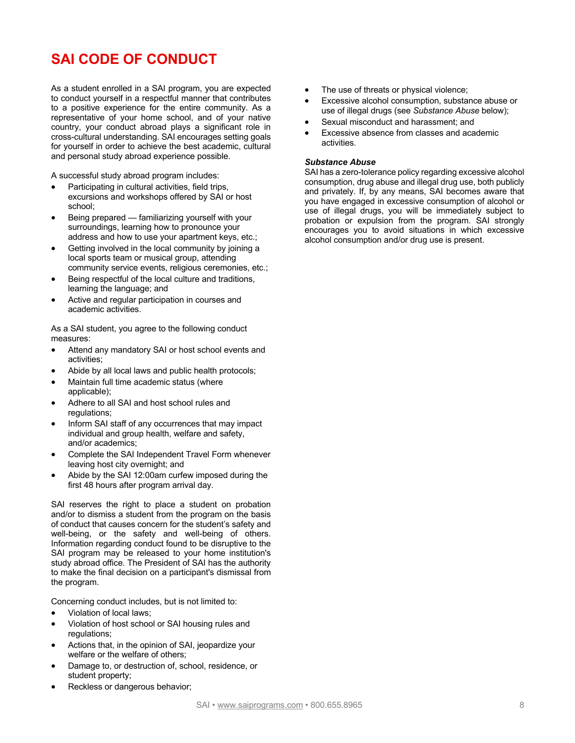# SAI CODE OF CONDUCT

As a student enrolled in a SAI program, you are expected to conduct yourself in a respectful manner that contributes to a positive experience for the entire community. As a representative of your home school, and of your native country, your conduct abroad plays a significant role in cross-cultural understanding. SAI encourages setting goals for yourself in order to achieve the best academic, cultural and personal study abroad experience possible.

A successful study abroad program includes:

- Participating in cultural activities, field trips, excursions and workshops offered by SAI or host school;
- Being prepared — familiarizing yourself with your surroundings, learning how to pronounce your address and how to use your apartment keys, etc.;
- Getting involved in the local community by joining a local sports team or musical group, attending community service events, religious ceremonies, etc.;
- Being respectful of the local culture and traditions, learning the language; and
- Active and regular participation in courses and academic activities.

As a SAI student, you agree to the following conduct measures:

- Attend any mandatory SAI or host school events and activities;
- Abide by all local laws and public health protocols;
- Maintain full time academic status (where applicable);
- Adhere to all SAI and host school rules and regulations;
- Inform SAI staff of any occurrences that may impact individual and group health, welfare and safety, and/or academics;
- Complete the SAI Independent Travel Form whenever leaving host city overnight; and
- Abide by the SAI 12:00am curfew imposed during the first 48 hours after program arrival day.

SAI reserves the right to place a student on probation and/or to dismiss a student from the program on the basis of conduct that causes concern for the student's safety and well-being, or the safety and well-being of others. Information regarding conduct found to be disruptive to the SAI program may be released to your home institution's study abroad office. The President of SAI has the authority to make the final decision on a participant's dismissal from the program.

Concerning conduct includes, but is not limited to:

- Violation of local laws;
- Violation of host school or SAI housing rules and regulations;
- Actions that, in the opinion of SAI, jeopardize your welfare or the welfare of others;
- Damage to, or destruction of, school, residence, or student property;
- Reckless or dangerous behavior;
- The use of threats or physical violence;
- Excessive alcohol consumption, substance abuse or use of illegal drugs (see *Substance Abuse* below);
- Sexual misconduct and harassment; and
- Excessive absence from classes and academic activities.

***Substance Abuse***

SAI has a zero-tolerance policy regarding excessive alcohol consumption, drug abuse and illegal drug use, both publicly and privately. If, by any means, SAI becomes aware that you have engaged in excessive consumption of alcohol or use of illegal drugs, you will be immediately subject to probation or expulsion from the program. SAI strongly encourages you to avoid situations in which excessive alcohol consumption and/or drug use is present.